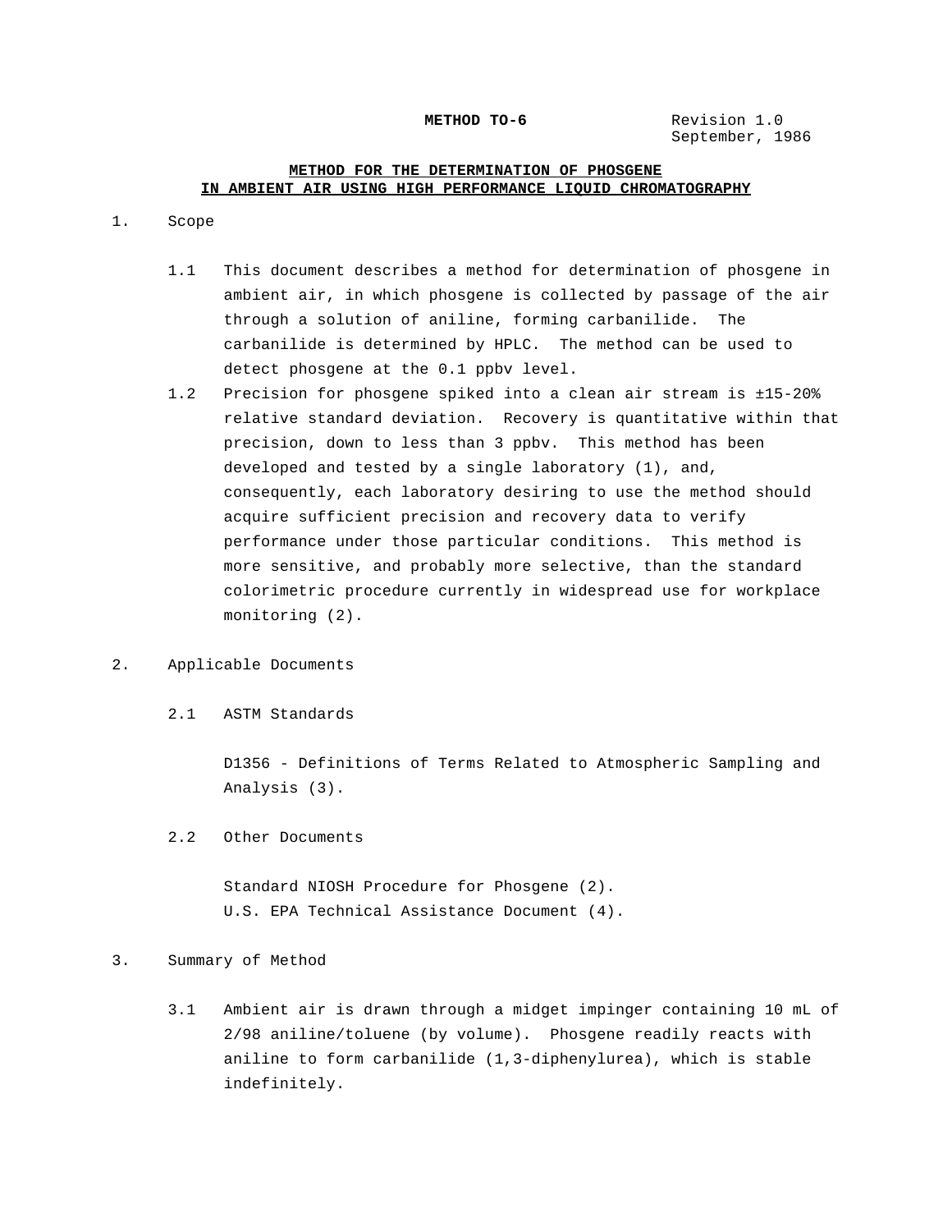**METHOD TO-6** Revision 1.0
September, 1986

## METHOD FOR THE DETERMINATION OF PHOSGENE IN AMBIENT AIR USING HIGH PERFORMANCE LIQUID CHROMATOGRAPHY

1. Scope

   1.1 This document describes a method for determination of phosgene in ambient air, in which phosgene is collected by passage of the air through a solution of aniline, forming carbanilide. The carbanilide is determined by HPLC. The method can be used to detect phosgene at the 0.1 ppbv level.

   1.2 Precision for phosgene spiked into a clean air stream is ±15-20% relative standard deviation. Recovery is quantitative within that precision, down to less than 3 ppbv. This method has been developed and tested by a single laboratory (1), and, consequently, each laboratory desiring to use the method should acquire sufficient precision and recovery data to verify performance under those particular conditions. This method is more sensitive, and probably more selective, than the standard colorimetric procedure currently in widespread use for workplace monitoring (2).

2. Applicable Documents

   2.1 ASTM Standards

   D1356 - Definitions of Terms Related to Atmospheric Sampling and Analysis (3).

   2.2 Other Documents

   Standard NIOSH Procedure for Phosgene (2).
   U.S. EPA Technical Assistance Document (4).

3. Summary of Method

   3.1 Ambient air is drawn through a midget impinger containing 10 mL of 2/98 aniline/toluene (by volume). Phosgene readily reacts with aniline to form carbanilide (1,3-diphenylurea), which is stable indefinitely.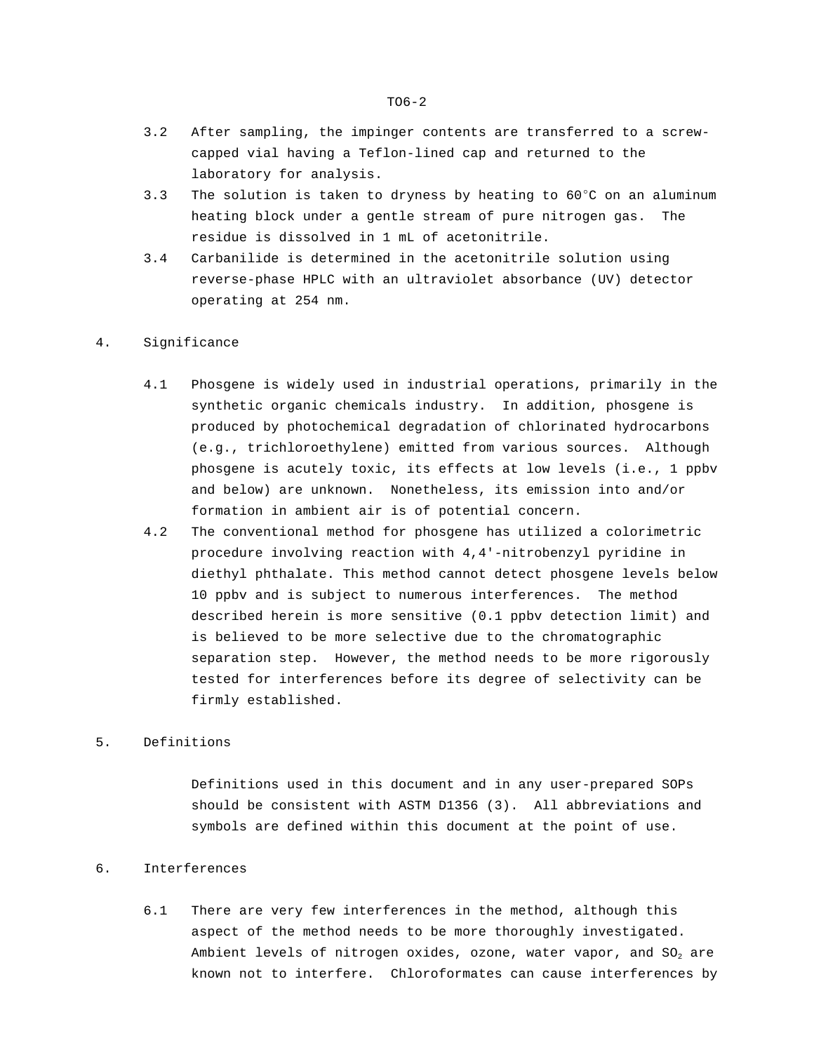3.2 After sampling, the impinger contents are transferred to a screw-capped vial having a Teflon-lined cap and returned to the laboratory for analysis.

3.3 The solution is taken to dryness by heating to 60°C on an aluminum heating block under a gentle stream of pure nitrogen gas. The residue is dissolved in 1 mL of acetonitrile.

3.4 Carbanilide is determined in the acetonitrile solution using reverse-phase HPLC with an ultraviolet absorbance (UV) detector operating at 254 nm.

## 4. Significance

4.1 Phosgene is widely used in industrial operations, primarily in the synthetic organic chemicals industry. In addition, phosgene is produced by photochemical degradation of chlorinated hydrocarbons (e.g., trichloroethylene) emitted from various sources. Although phosgene is acutely toxic, its effects at low levels (i.e., 1 ppbv and below) are unknown. Nonetheless, its emission into and/or formation in ambient air is of potential concern.

4.2 The conventional method for phosgene has utilized a colorimetric procedure involving reaction with 4,4'-nitrobenzyl pyridine in diethyl phthalate. This method cannot detect phosgene levels below 10 ppbv and is subject to numerous interferences. The method described herein is more sensitive (0.1 ppbv detection limit) and is believed to be more selective due to the chromatographic separation step. However, the method needs to be more rigorously tested for interferences before its degree of selectivity can be firmly established.

## 5. Definitions

Definitions used in this document and in any user-prepared SOPs should be consistent with ASTM D1356 (3). All abbreviations and symbols are defined within this document at the point of use.

## 6. Interferences

6.1 There are very few interferences in the method, although this aspect of the method needs to be more thoroughly investigated. Ambient levels of nitrogen oxides, ozone, water vapor, and $SO_2$ are known not to interfere. Chloroformates can cause interferences by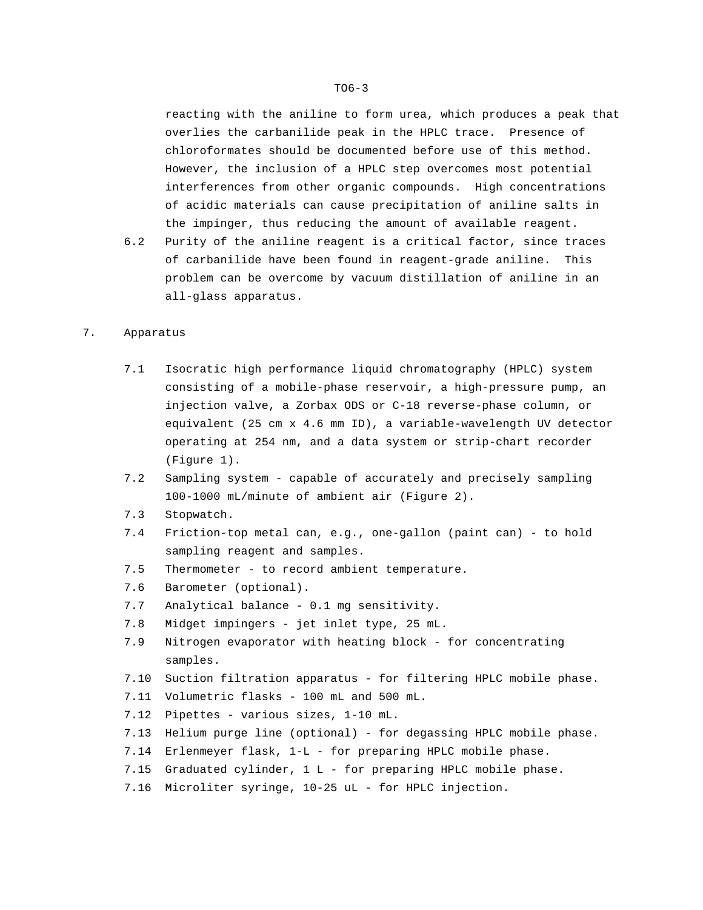reacting with the aniline to form urea, which produces a peak that overlies the carbanilide peak in the HPLC trace. Presence of chloroformates should be documented before use of this method. However, the inclusion of a HPLC step overcomes most potential interferences from other organic compounds. High concentrations of acidic materials can cause precipitation of aniline salts in the impinger, thus reducing the amount of available reagent.

6.2 Purity of the aniline reagent is a critical factor, since traces of carbanilide have been found in reagent-grade aniline. This problem can be overcome by vacuum distillation of aniline in an all-glass apparatus.

## 7. Apparatus

7.1 Isocratic high performance liquid chromatography (HPLC) system consisting of a mobile-phase reservoir, a high-pressure pump, an injection valve, a Zorbax ODS or C-18 reverse-phase column, or equivalent (25 cm x 4.6 mm ID), a variable-wavelength UV detector operating at 254 nm, and a data system or strip-chart recorder (Figure 1).

7.2 Sampling system - capable of accurately and precisely sampling 100-1000 mL/minute of ambient air (Figure 2).

7.3 Stopwatch.

7.4 Friction-top metal can, e.g., one-gallon (paint can) - to hold sampling reagent and samples.

7.5 Thermometer - to record ambient temperature.

7.6 Barometer (optional).

7.7 Analytical balance - 0.1 mg sensitivity.

7.8 Midget impingers - jet inlet type, 25 mL.

7.9 Nitrogen evaporator with heating block - for concentrating samples.

7.10 Suction filtration apparatus - for filtering HPLC mobile phase.

7.11 Volumetric flasks - 100 mL and 500 mL.

7.12 Pipettes - various sizes, 1-10 mL.

7.13 Helium purge line (optional) - for degassing HPLC mobile phase.

7.14 Erlenmeyer flask, 1-L - for preparing HPLC mobile phase.

7.15 Graduated cylinder, 1 L - for preparing HPLC mobile phase.

7.16 Microliter syringe, 10-25 uL - for HPLC injection.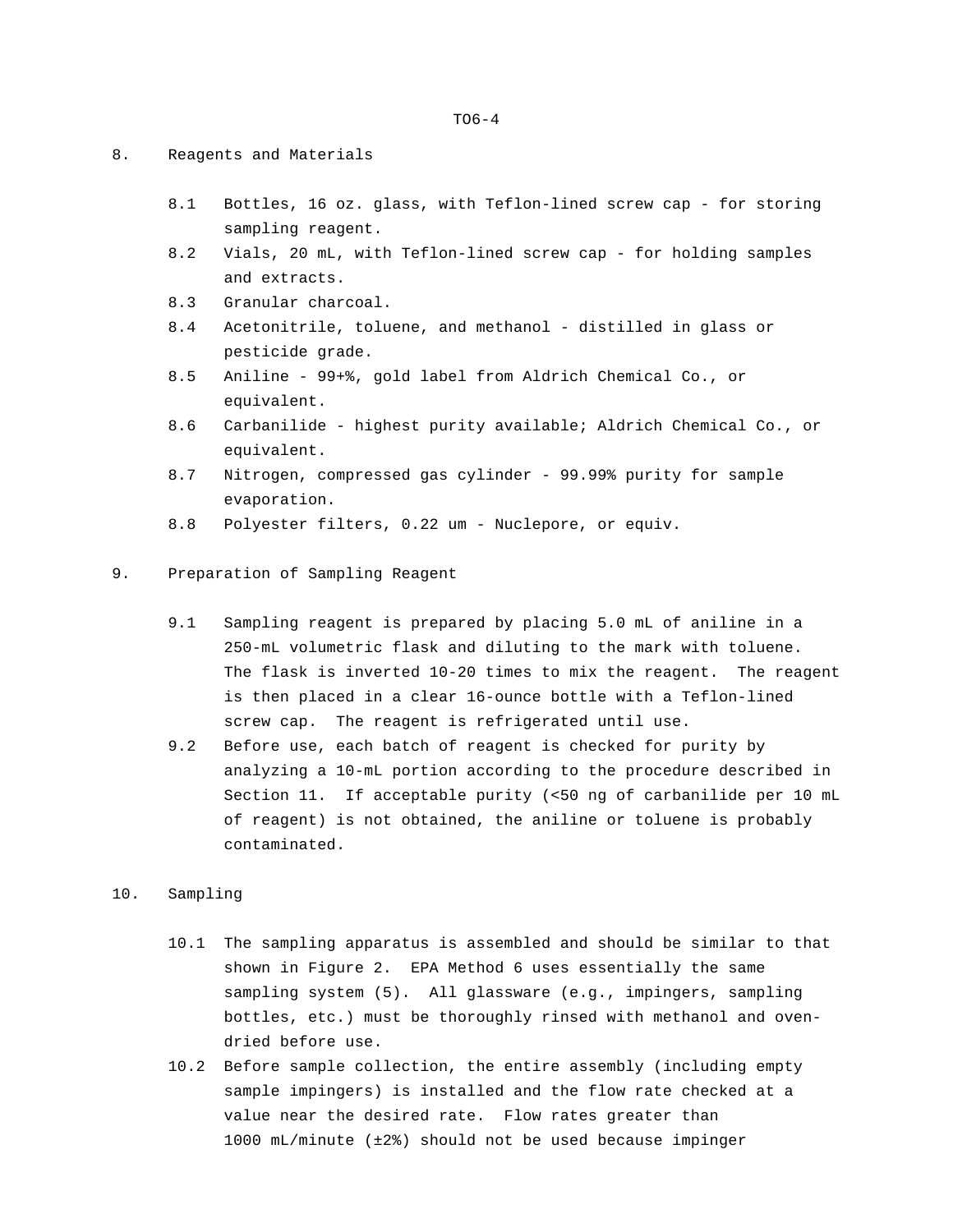## 8. Reagents and Materials

8.1 Bottles, 16 oz. glass, with Teflon-lined screw cap - for storing sampling reagent.

8.2 Vials, 20 mL, with Teflon-lined screw cap - for holding samples and extracts.

8.3 Granular charcoal.

8.4 Acetonitrile, toluene, and methanol - distilled in glass or pesticide grade.

8.5 Aniline - 99+%, gold label from Aldrich Chemical Co., or equivalent.

8.6 Carbanilide - highest purity available; Aldrich Chemical Co., or equivalent.

8.7 Nitrogen, compressed gas cylinder - 99.99% purity for sample evaporation.

8.8 Polyester filters, 0.22 um - Nuclepore, or equiv.

## 9. Preparation of Sampling Reagent

9.1 Sampling reagent is prepared by placing 5.0 mL of aniline in a 250-mL volumetric flask and diluting to the mark with toluene. The flask is inverted 10-20 times to mix the reagent. The reagent is then placed in a clear 16-ounce bottle with a Teflon-lined screw cap. The reagent is refrigerated until use.

9.2 Before use, each batch of reagent is checked for purity by analyzing a 10-mL portion according to the procedure described in Section 11. If acceptable purity (<50 ng of carbanilide per 10 mL of reagent) is not obtained, the aniline or toluene is probably contaminated.

## 10. Sampling

10.1 The sampling apparatus is assembled and should be similar to that shown in Figure 2. EPA Method 6 uses essentially the same sampling system (5). All glassware (e.g., impingers, sampling bottles, etc.) must be thoroughly rinsed with methanol and oven-dried before use.

10.2 Before sample collection, the entire assembly (including empty sample impingers) is installed and the flow rate checked at a value near the desired rate. Flow rates greater than 1000 mL/minute (±2%) should not be used because impinger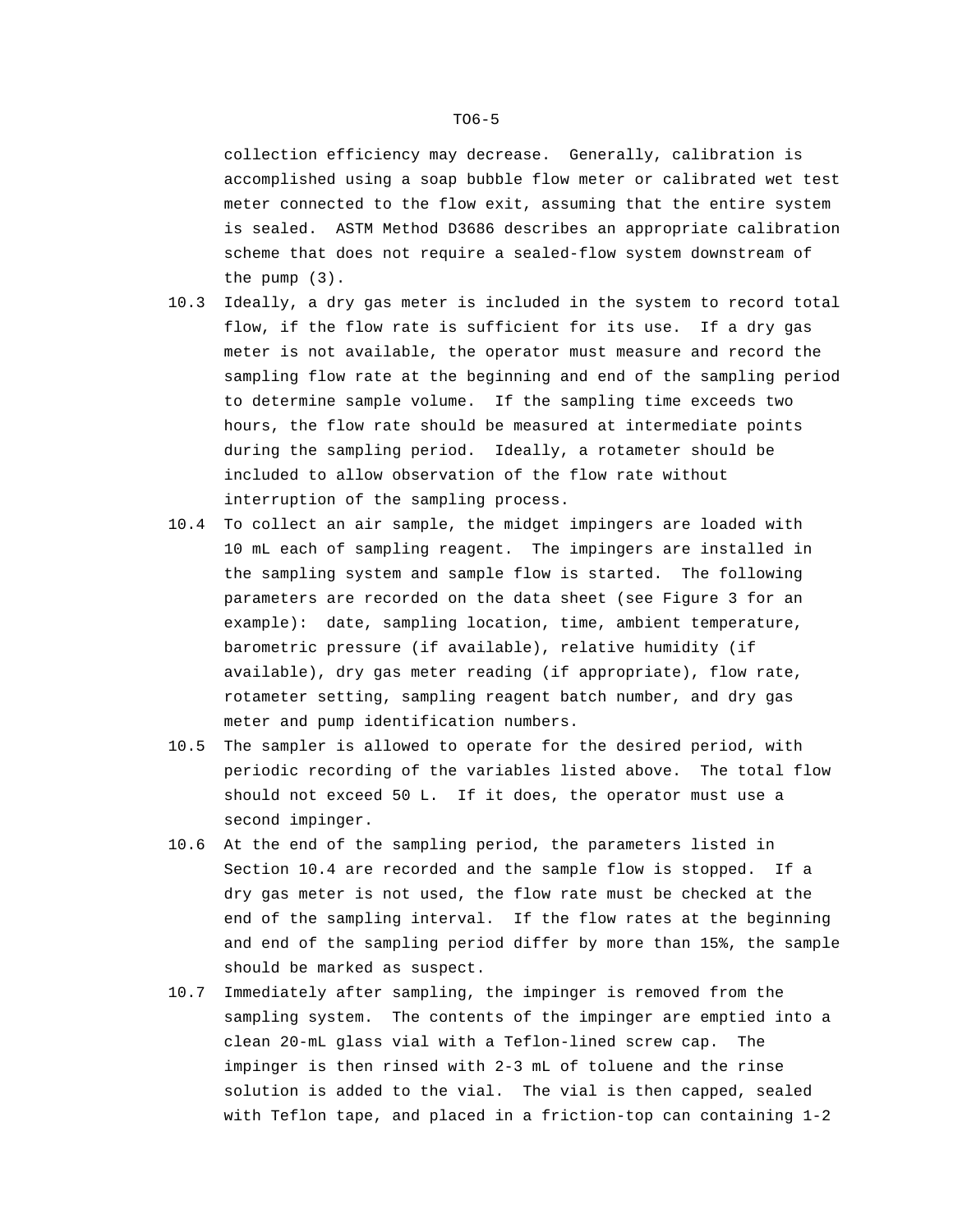collection efficiency may decrease. Generally, calibration is accomplished using a soap bubble flow meter or calibrated wet test meter connected to the flow exit, assuming that the entire system is sealed. ASTM Method D3686 describes an appropriate calibration scheme that does not require a sealed-flow system downstream of the pump (3).

10.3 Ideally, a dry gas meter is included in the system to record total flow, if the flow rate is sufficient for its use. If a dry gas meter is not available, the operator must measure and record the sampling flow rate at the beginning and end of the sampling period to determine sample volume. If the sampling time exceeds two hours, the flow rate should be measured at intermediate points during the sampling period. Ideally, a rotameter should be included to allow observation of the flow rate without interruption of the sampling process.

10.4 To collect an air sample, the midget impingers are loaded with 10 mL each of sampling reagent. The impingers are installed in the sampling system and sample flow is started. The following parameters are recorded on the data sheet (see Figure 3 for an example): date, sampling location, time, ambient temperature, barometric pressure (if available), relative humidity (if available), dry gas meter reading (if appropriate), flow rate, rotameter setting, sampling reagent batch number, and dry gas meter and pump identification numbers.

10.5 The sampler is allowed to operate for the desired period, with periodic recording of the variables listed above. The total flow should not exceed 50 L. If it does, the operator must use a second impinger.

10.6 At the end of the sampling period, the parameters listed in Section 10.4 are recorded and the sample flow is stopped. If a dry gas meter is not used, the flow rate must be checked at the end of the sampling interval. If the flow rates at the beginning and end of the sampling period differ by more than 15%, the sample should be marked as suspect.

10.7 Immediately after sampling, the impinger is removed from the sampling system. The contents of the impinger are emptied into a clean 20-mL glass vial with a Teflon-lined screw cap. The impinger is then rinsed with 2-3 mL of toluene and the rinse solution is added to the vial. The vial is then capped, sealed with Teflon tape, and placed in a friction-top can containing 1-2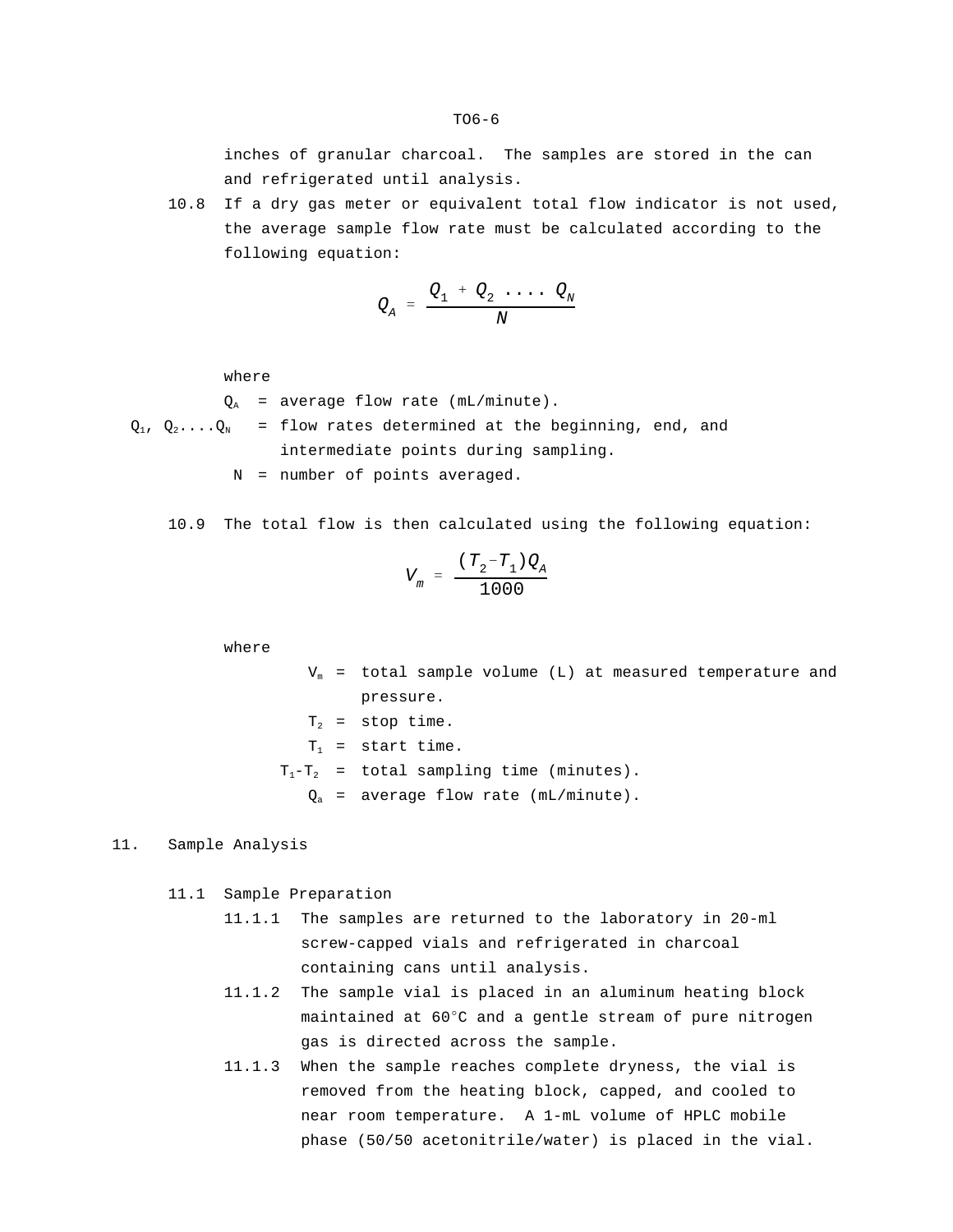inches of granular charcoal. The samples are stored in the can and refrigerated until analysis.

10.8 If a dry gas meter or equivalent total flow indicator is not used, the average sample flow rate must be calculated according to the following equation:

$$Q_A = \frac{Q_1 + Q_2 \ldots\ldots Q_N}{N}$$

where

$Q_A$ = average flow rate (mL/minute).

$Q_1$, $Q_2$....$Q_N$ = flow rates determined at the beginning, end, and intermediate points during sampling.

N = number of points averaged.

10.9 The total flow is then calculated using the following equation:

$$V_m = \frac{(T_2 - T_1)Q_A}{1000}$$

where

$V_m$ = total sample volume (L) at measured temperature and pressure.

$T_2$ = stop time.

$T_1$ = start time.

$T_1$-$T_2$ = total sampling time (minutes).

$Q_a$ = average flow rate (mL/minute).

## 11. Sample Analysis

### 11.1 Sample Preparation

11.1.1 The samples are returned to the laboratory in 20-ml screw-capped vials and refrigerated in charcoal containing cans until analysis.

11.1.2 The sample vial is placed in an aluminum heating block maintained at 60°C and a gentle stream of pure nitrogen gas is directed across the sample.

11.1.3 When the sample reaches complete dryness, the vial is removed from the heating block, capped, and cooled to near room temperature. A 1-mL volume of HPLC mobile phase (50/50 acetonitrile/water) is placed in the vial.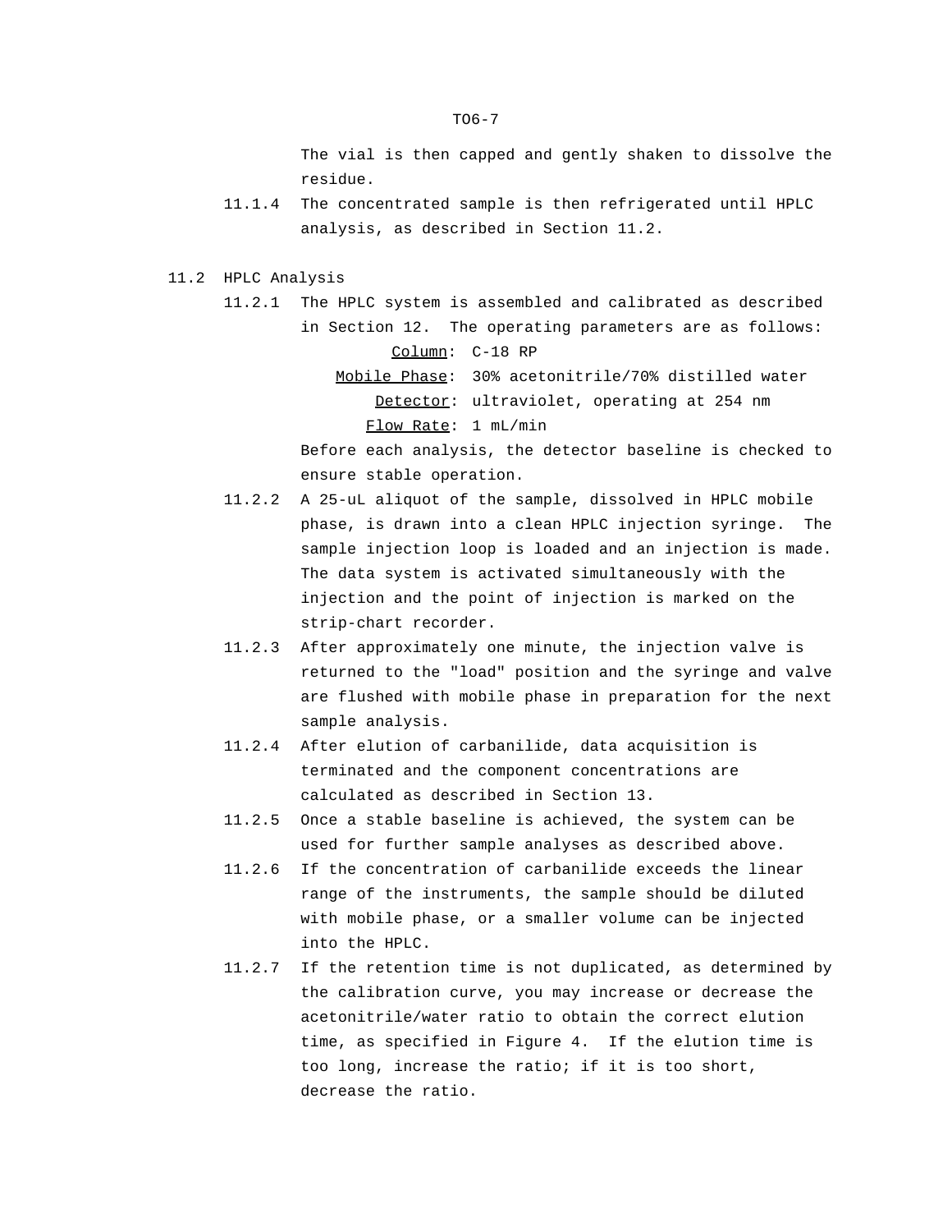The vial is then capped and gently shaken to dissolve the residue.

11.1.4 The concentrated sample is then refrigerated until HPLC analysis, as described in Section 11.2.

## 11.2 HPLC Analysis

11.2.1 The HPLC system is assembled and calibrated as described in Section 12. The operating parameters are as follows:

<u>Column</u>: C-18 RP

<u>Mobile Phase</u>: 30% acetonitrile/70% distilled water

<u>Detector</u>: ultraviolet, operating at 254 nm

<u>Flow Rate</u>: 1 mL/min

Before each analysis, the detector baseline is checked to ensure stable operation.

11.2.2 A 25-uL aliquot of the sample, dissolved in HPLC mobile phase, is drawn into a clean HPLC injection syringe. The sample injection loop is loaded and an injection is made. The data system is activated simultaneously with the injection and the point of injection is marked on the strip-chart recorder.

11.2.3 After approximately one minute, the injection valve is returned to the "load" position and the syringe and valve are flushed with mobile phase in preparation for the next sample analysis.

11.2.4 After elution of carbanilide, data acquisition is terminated and the component concentrations are calculated as described in Section 13.

11.2.5 Once a stable baseline is achieved, the system can be used for further sample analyses as described above.

11.2.6 If the concentration of carbanilide exceeds the linear range of the instruments, the sample should be diluted with mobile phase, or a smaller volume can be injected into the HPLC.

11.2.7 If the retention time is not duplicated, as determined by the calibration curve, you may increase or decrease the acetonitrile/water ratio to obtain the correct elution time, as specified in Figure 4. If the elution time is too long, increase the ratio; if it is too short, decrease the ratio.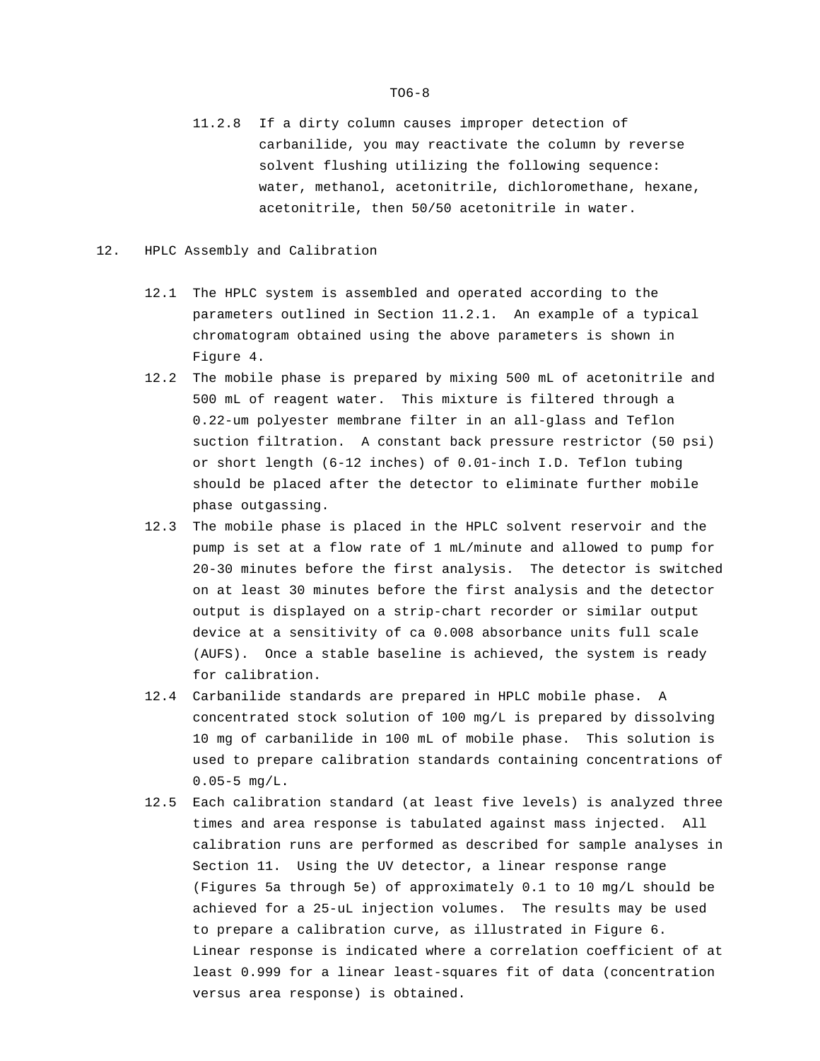11.2.8 If a dirty column causes improper detection of carbanilide, you may reactivate the column by reverse solvent flushing utilizing the following sequence: water, methanol, acetonitrile, dichloromethane, hexane, acetonitrile, then 50/50 acetonitrile in water.

## 12. HPLC Assembly and Calibration

12.1 The HPLC system is assembled and operated according to the parameters outlined in Section 11.2.1. An example of a typical chromatogram obtained using the above parameters is shown in Figure 4.

12.2 The mobile phase is prepared by mixing 500 mL of acetonitrile and 500 mL of reagent water. This mixture is filtered through a 0.22-um polyester membrane filter in an all-glass and Teflon suction filtration. A constant back pressure restrictor (50 psi) or short length (6-12 inches) of 0.01-inch I.D. Teflon tubing should be placed after the detector to eliminate further mobile phase outgassing.

12.3 The mobile phase is placed in the HPLC solvent reservoir and the pump is set at a flow rate of 1 mL/minute and allowed to pump for 20-30 minutes before the first analysis. The detector is switched on at least 30 minutes before the first analysis and the detector output is displayed on a strip-chart recorder or similar output device at a sensitivity of ca 0.008 absorbance units full scale (AUFS). Once a stable baseline is achieved, the system is ready for calibration.

12.4 Carbanilide standards are prepared in HPLC mobile phase. A concentrated stock solution of 100 mg/L is prepared by dissolving 10 mg of carbanilide in 100 mL of mobile phase. This solution is used to prepare calibration standards containing concentrations of 0.05-5 mg/L.

12.5 Each calibration standard (at least five levels) is analyzed three times and area response is tabulated against mass injected. All calibration runs are performed as described for sample analyses in Section 11. Using the UV detector, a linear response range (Figures 5a through 5e) of approximately 0.1 to 10 mg/L should be achieved for a 25-uL injection volumes. The results may be used to prepare a calibration curve, as illustrated in Figure 6. Linear response is indicated where a correlation coefficient of at least 0.999 for a linear least-squares fit of data (concentration versus area response) is obtained.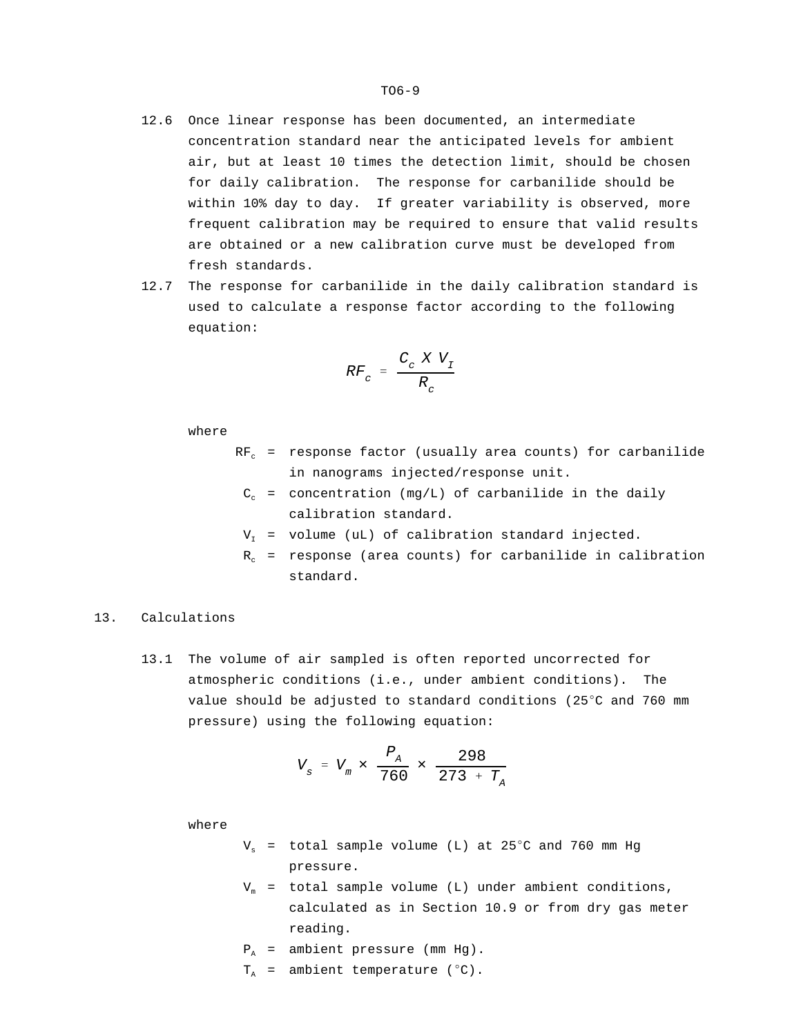12.6 Once linear response has been documented, an intermediate concentration standard near the anticipated levels for ambient air, but at least 10 times the detection limit, should be chosen for daily calibration. The response for carbanilide should be within 10% day to day. If greater variability is observed, more frequent calibration may be required to ensure that valid results are obtained or a new calibration curve must be developed from fresh standards.

12.7 The response for carbanilide in the daily calibration standard is used to calculate a response factor according to the following equation:

$$RF_c = \frac{C_c \ X \ V_I}{R_c}$$

where

- $RF_c$ = response factor (usually area counts) for carbanilide in nanograms injected/response unit.
- $C_c$ = concentration (mg/L) of carbanilide in the daily calibration standard.
- $V_I$ = volume (uL) of calibration standard injected.
- $R_c$ = response (area counts) for carbanilide in calibration standard.

## 13. Calculations

13.1 The volume of air sampled is often reported uncorrected for atmospheric conditions (i.e., under ambient conditions). The value should be adjusted to standard conditions (25°C and 760 mm pressure) using the following equation:

$$V_s = V_m \times \frac{P_A}{760} \times \frac{298}{273 + T_A}$$

where

- $V_s$ = total sample volume (L) at 25°C and 760 mm Hg pressure.
- $V_m$ = total sample volume (L) under ambient conditions, calculated as in Section 10.9 or from dry gas meter reading.
- $P_A$ = ambient pressure (mm Hg).
- $T_A$ = ambient temperature (°C).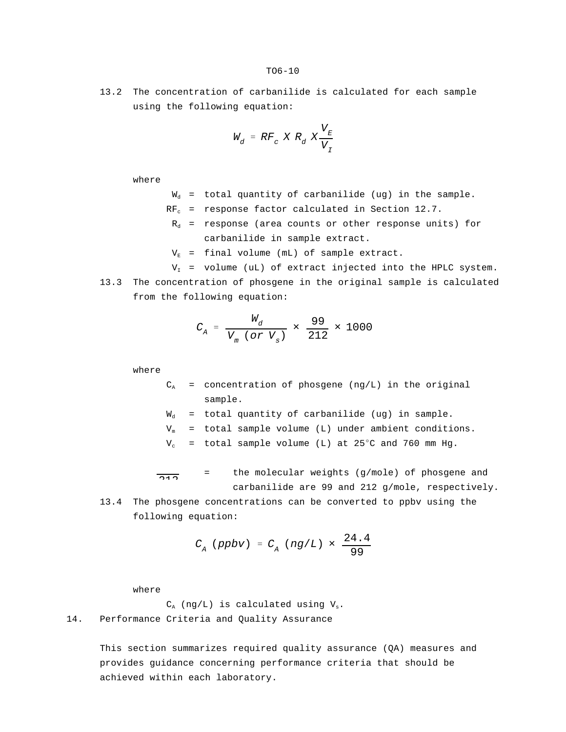13.2 The concentration of carbanilide is calculated for each sample using the following equation:

$$W_d = RF_c \ X \ R_d \ X \frac{V_E}{V_I}$$

where

- $W_d$ = total quantity of carbanilide (ug) in the sample.
- $RF_c$ = response factor calculated in Section 12.7.
- $R_d$ = response (area counts or other response units) for carbanilide in sample extract.
- $V_E$ = final volume (mL) of sample extract.
- $V_I$ = volume (uL) of extract injected into the HPLC system.

13.3 The concentration of phosgene in the original sample is calculated from the following equation:

$$C_A = \frac{W_d}{V_m \ (or \ V_s)} \times \frac{99}{212} \times 1000$$

where

- $C_A$ = concentration of phosgene (ng/L) in the original sample.
- $W_d$ = total quantity of carbanilide (ug) in sample.
- $V_m$ = total sample volume (L) under ambient conditions.
- $V_c$ = total sample volume (L) at 25°C and 760 mm Hg.

$\frac{99}{212}$ = the molecular weights (g/mole) of phosgene and carbanilide are 99 and 212 g/mole, respectively.

13.4 The phosgene concentrations can be converted to ppbv using the following equation:

$$C_A \ (ppbv) = C_A \ (ng/L) \times \frac{24.4}{99}$$

where

$C_A$ (ng/L) is calculated using $V_s$.

## 14. Performance Criteria and Quality Assurance

This section summarizes required quality assurance (QA) measures and provides guidance concerning performance criteria that should be achieved within each laboratory.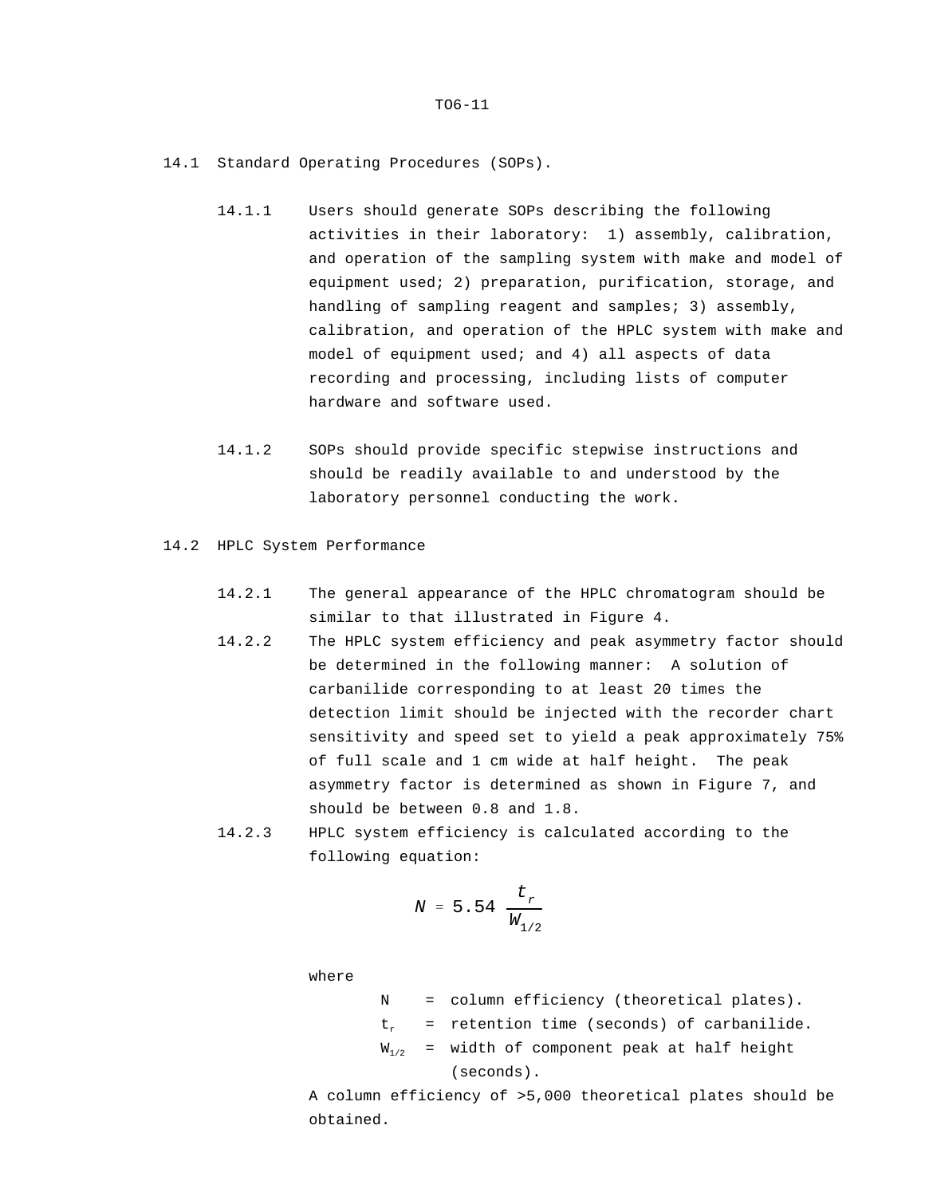## 14.1 Standard Operating Procedures (SOPs).

14.1.1 Users should generate SOPs describing the following activities in their laboratory: 1) assembly, calibration, and operation of the sampling system with make and model of equipment used; 2) preparation, purification, storage, and handling of sampling reagent and samples; 3) assembly, calibration, and operation of the HPLC system with make and model of equipment used; and 4) all aspects of data recording and processing, including lists of computer hardware and software used.

14.1.2 SOPs should provide specific stepwise instructions and should be readily available to and understood by the laboratory personnel conducting the work.

## 14.2 HPLC System Performance

14.2.1 The general appearance of the HPLC chromatogram should be similar to that illustrated in Figure 4.

14.2.2 The HPLC system efficiency and peak asymmetry factor should be determined in the following manner: A solution of carbanilide corresponding to at least 20 times the detection limit should be injected with the recorder chart sensitivity and speed set to yield a peak approximately 75% of full scale and 1 cm wide at half height. The peak asymmetry factor is determined as shown in Figure 7, and should be between 0.8 and 1.8.

14.2.3 HPLC system efficiency is calculated according to the following equation:

$$N = 5.54 \frac{t_r}{W_{1/2}}$$

where

- $N$ = column efficiency (theoretical plates).
- $t_r$ = retention time (seconds) of carbanilide.
- $W_{1/2}$ = width of component peak at half height (seconds).

A column efficiency of >5,000 theoretical plates should be obtained.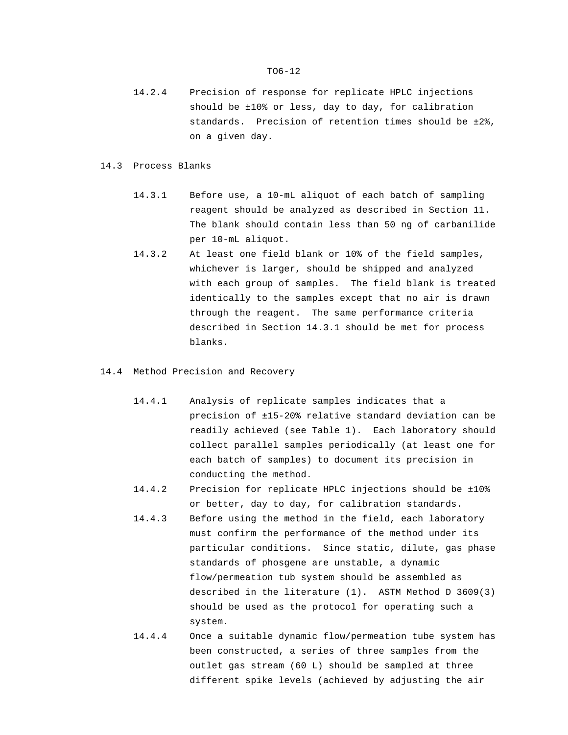14.2.4 Precision of response for replicate HPLC injections should be ±10% or less, day to day, for calibration standards. Precision of retention times should be ±2%, on a given day.

## 14.3 Process Blanks

14.3.1 Before use, a 10-mL aliquot of each batch of sampling reagent should be analyzed as described in Section 11. The blank should contain less than 50 ng of carbanilide per 10-mL aliquot.

14.3.2 At least one field blank or 10% of the field samples, whichever is larger, should be shipped and analyzed with each group of samples. The field blank is treated identically to the samples except that no air is drawn through the reagent. The same performance criteria described in Section 14.3.1 should be met for process blanks.

## 14.4 Method Precision and Recovery

14.4.1 Analysis of replicate samples indicates that a precision of ±15-20% relative standard deviation can be readily achieved (see Table 1). Each laboratory should collect parallel samples periodically (at least one for each batch of samples) to document its precision in conducting the method.

14.4.2 Precision for replicate HPLC injections should be ±10% or better, day to day, for calibration standards.

14.4.3 Before using the method in the field, each laboratory must confirm the performance of the method under its particular conditions. Since static, dilute, gas phase standards of phosgene are unstable, a dynamic flow/permeation tub system should be assembled as described in the literature (1). ASTM Method D 3609(3) should be used as the protocol for operating such a system.

14.4.4 Once a suitable dynamic flow/permeation tube system has been constructed, a series of three samples from the outlet gas stream (60 L) should be sampled at three different spike levels (achieved by adjusting the air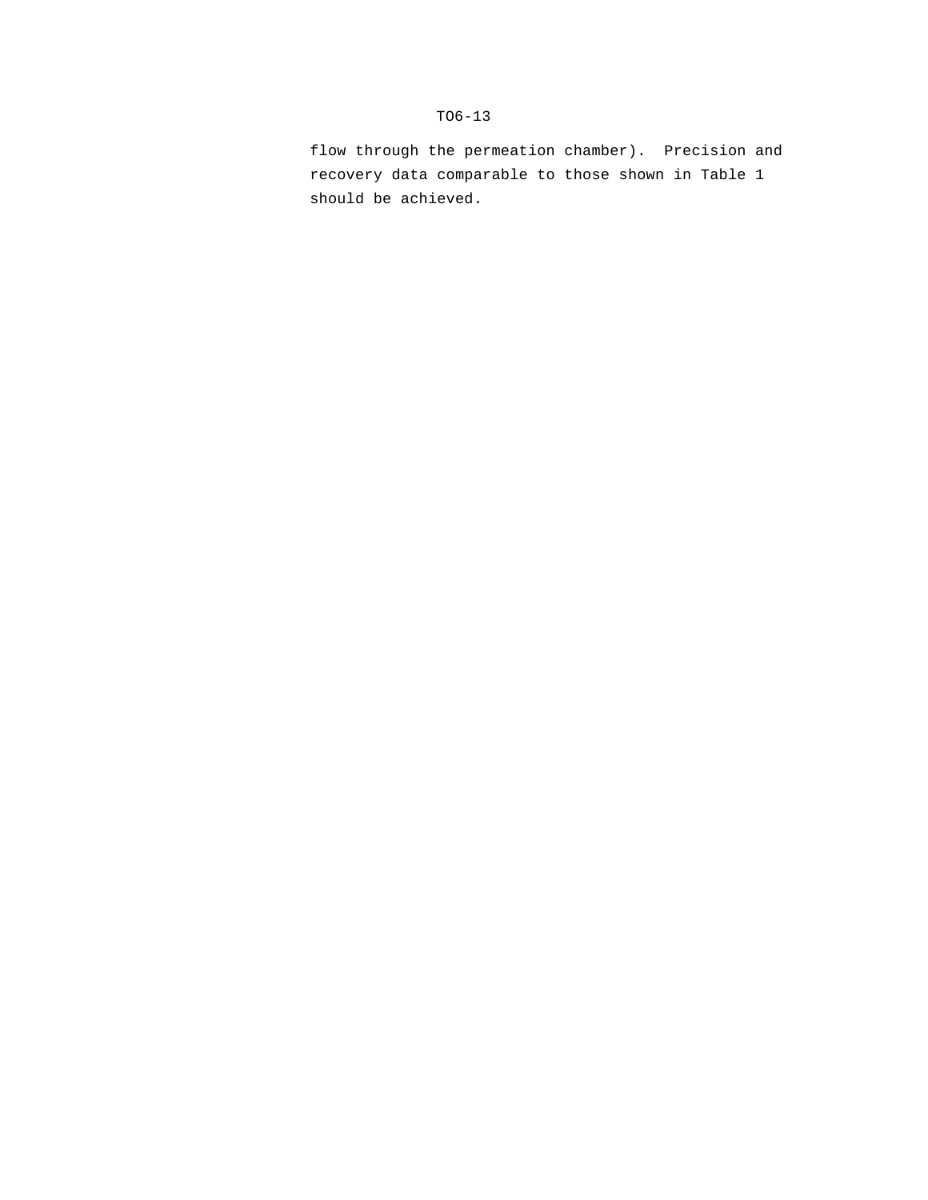flow through the permeation chamber). Precision and recovery data comparable to those shown in Table 1 should be achieved.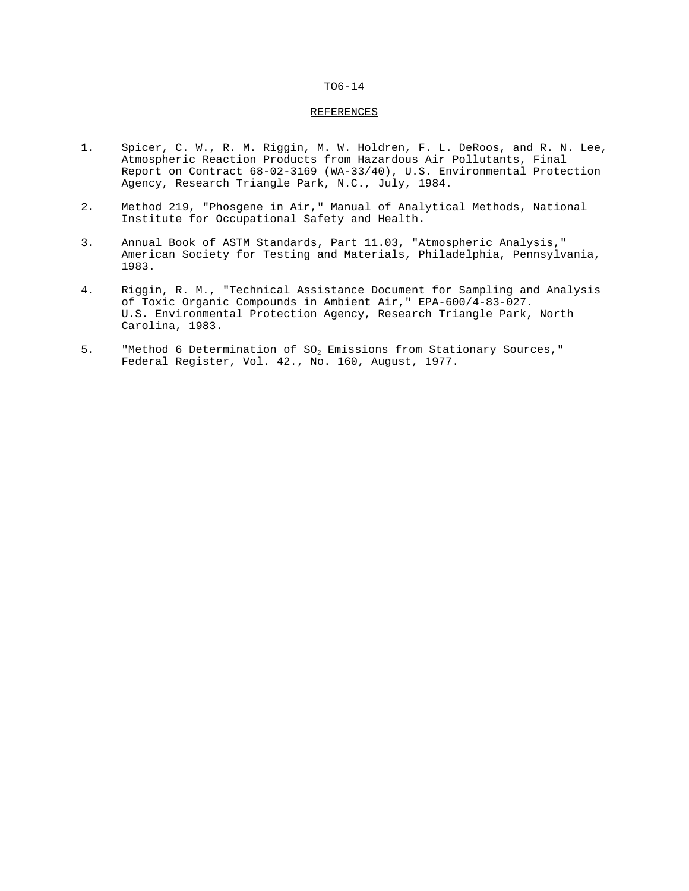## REFERENCES

1. Spicer, C. W., R. M. Riggin, M. W. Holdren, F. L. DeRoos, and R. N. Lee, Atmospheric Reaction Products from Hazardous Air Pollutants, Final Report on Contract 68-02-3169 (WA-33/40), U.S. Environmental Protection Agency, Research Triangle Park, N.C., July, 1984.

2. Method 219, "Phosgene in Air," Manual of Analytical Methods, National Institute for Occupational Safety and Health.

3. Annual Book of ASTM Standards, Part 11.03, "Atmospheric Analysis," American Society for Testing and Materials, Philadelphia, Pennsylvania, 1983.

4. Riggin, R. M., "Technical Assistance Document for Sampling and Analysis of Toxic Organic Compounds in Ambient Air," EPA-600/4-83-027. U.S. Environmental Protection Agency, Research Triangle Park, North Carolina, 1983.

5. "Method 6 Determination of $SO_2$ Emissions from Stationary Sources," Federal Register, Vol. 42., No. 160, August, 1977.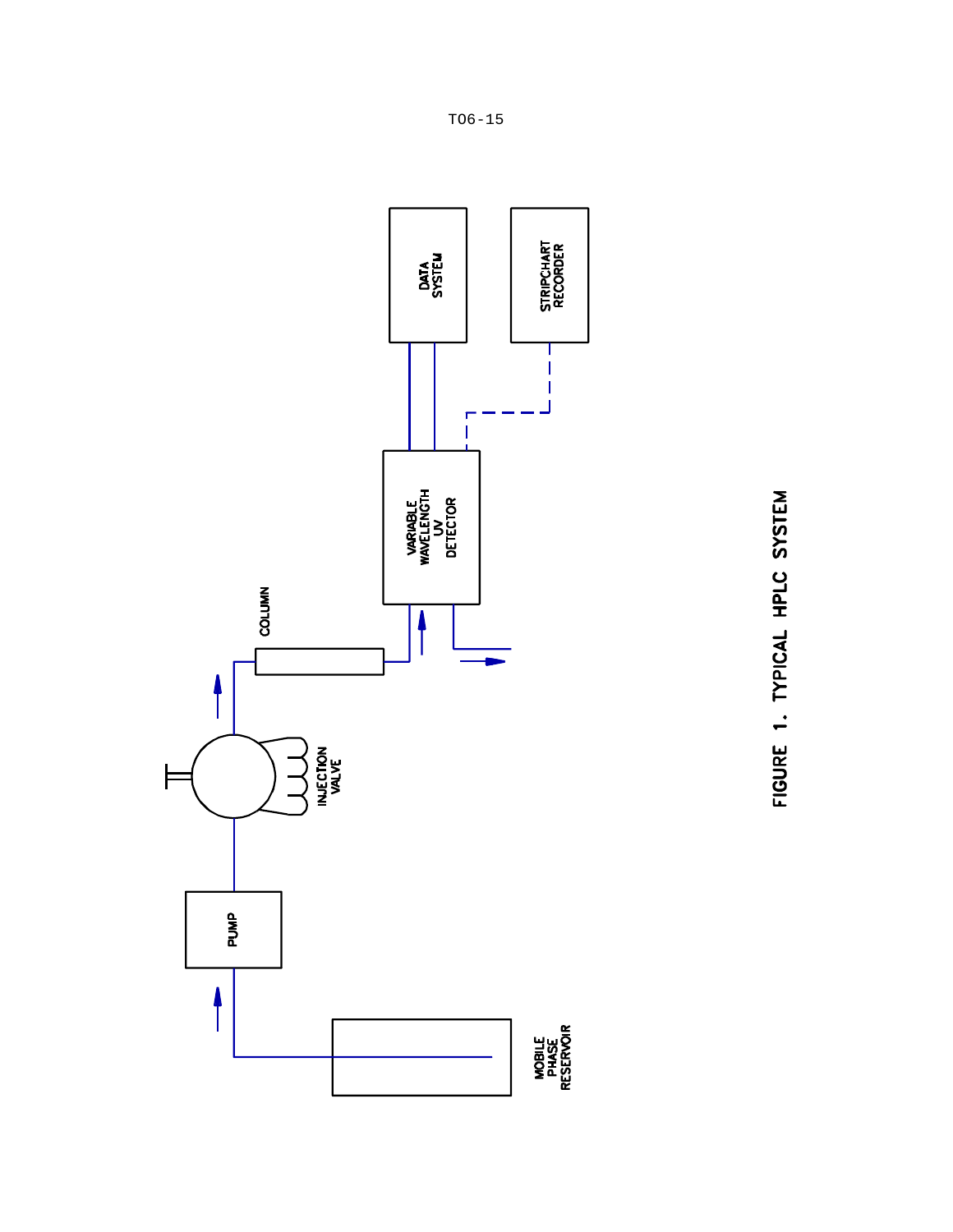MOBILE PHASE RESERVOIR

PUMP

INJECTION VALVE

COLUMN

VARIABLE WAVELENGTH UV DETECTOR

DATA SYSTEM

STRIPCHART RECORDER

FIGURE 1. TYPICAL HPLC SYSTEM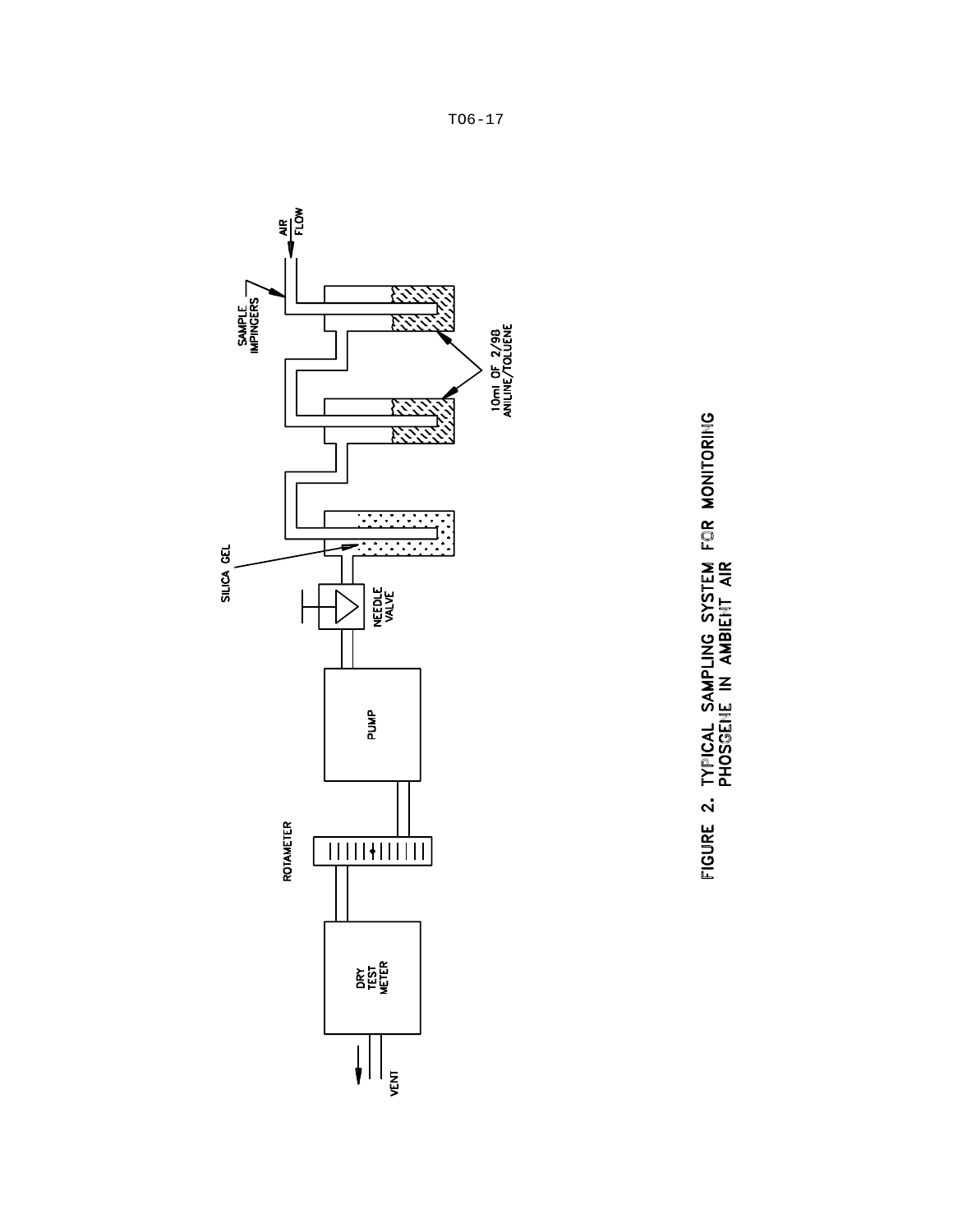SAMPLE IMPINGERS

AIR FLOW

10ml OF 2/98 ANILINE/TOLUENE

SILICA GEL

NEEDLE VALVE

PUMP

ROTAMETER

DRY TEST METER

VENT

FIGURE 2. TYPICAL SAMPLING SYSTEM FOR MONITORING PHOSGENE IN AMBIENT AIR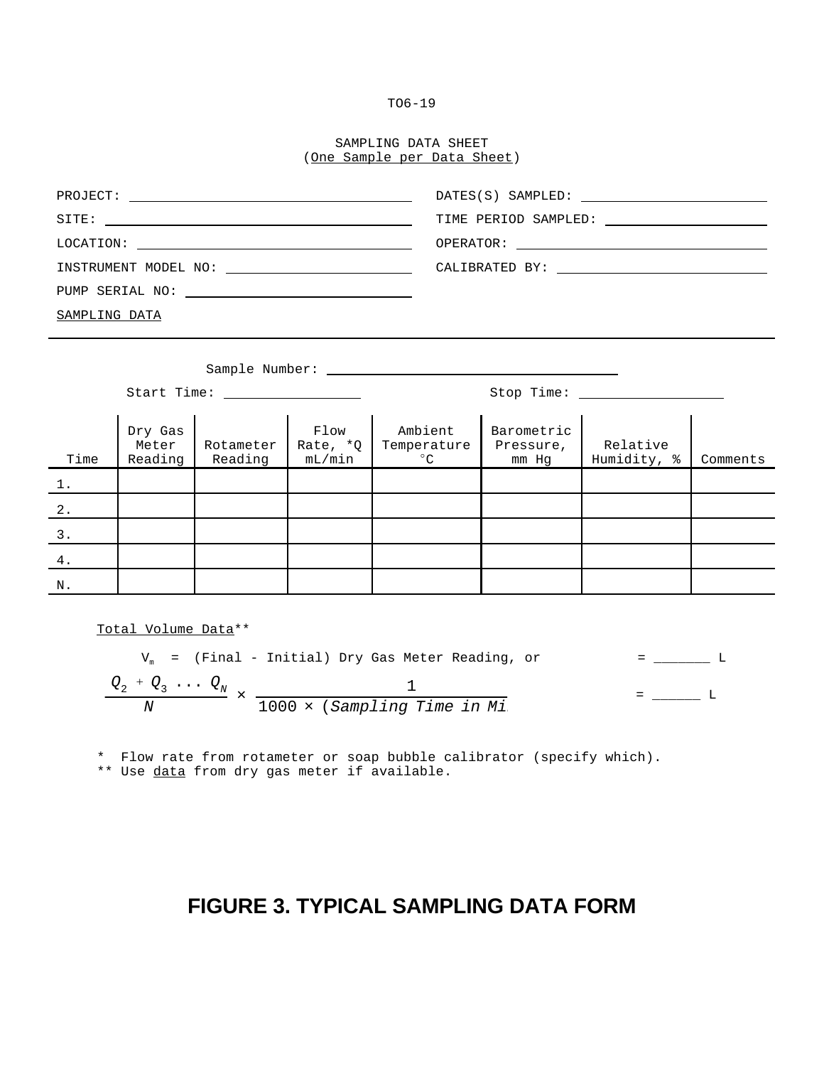TO6-19

SAMPLING DATA SHEET
(One Sample per Data Sheet)

PROJECT: ______________________ DATES(S) SAMPLED: ______________________

SITE: ______________________ TIME PERIOD SAMPLED: ______________________

LOCATION: ______________________ OPERATOR: ______________________

INSTRUMENT MODEL NO: ______________________ CALIBRATED BY: ______________________

PUMP SERIAL NO: ______________________

SAMPLING DATA

Sample Number: ______________________

Start Time: ______________ Stop Time: ______________

| Time | Dry Gas Meter Reading | Rotameter Reading | Flow Rate, *Q mL/min | Ambient Temperature °C | Barometric Pressure, mm Hg | Relative Humidity, % | Comments |
|---|---|---|---|---|---|---|---|
| 1. | | | | | | | |
| 2. | | | | | | | |
| 3. | | | | | | | |
| 4. | | | | | | | |
| N. | | | | | | | |

Total Volume Data**

$V_m$ = (Final - Initial) Dry Gas Meter Reading, or = _______ L

$$\frac{Q_2 + Q_3 \cdots Q_N}{N} \times \frac{1}{1000 \times (Sampling\ Time\ in\ Mi}$$ = ______ L

\* Flow rate from rotameter or soap bubble calibrator (specify which).
\** Use data from dry gas meter if available.

**FIGURE 3. TYPICAL SAMPLING DATA FORM**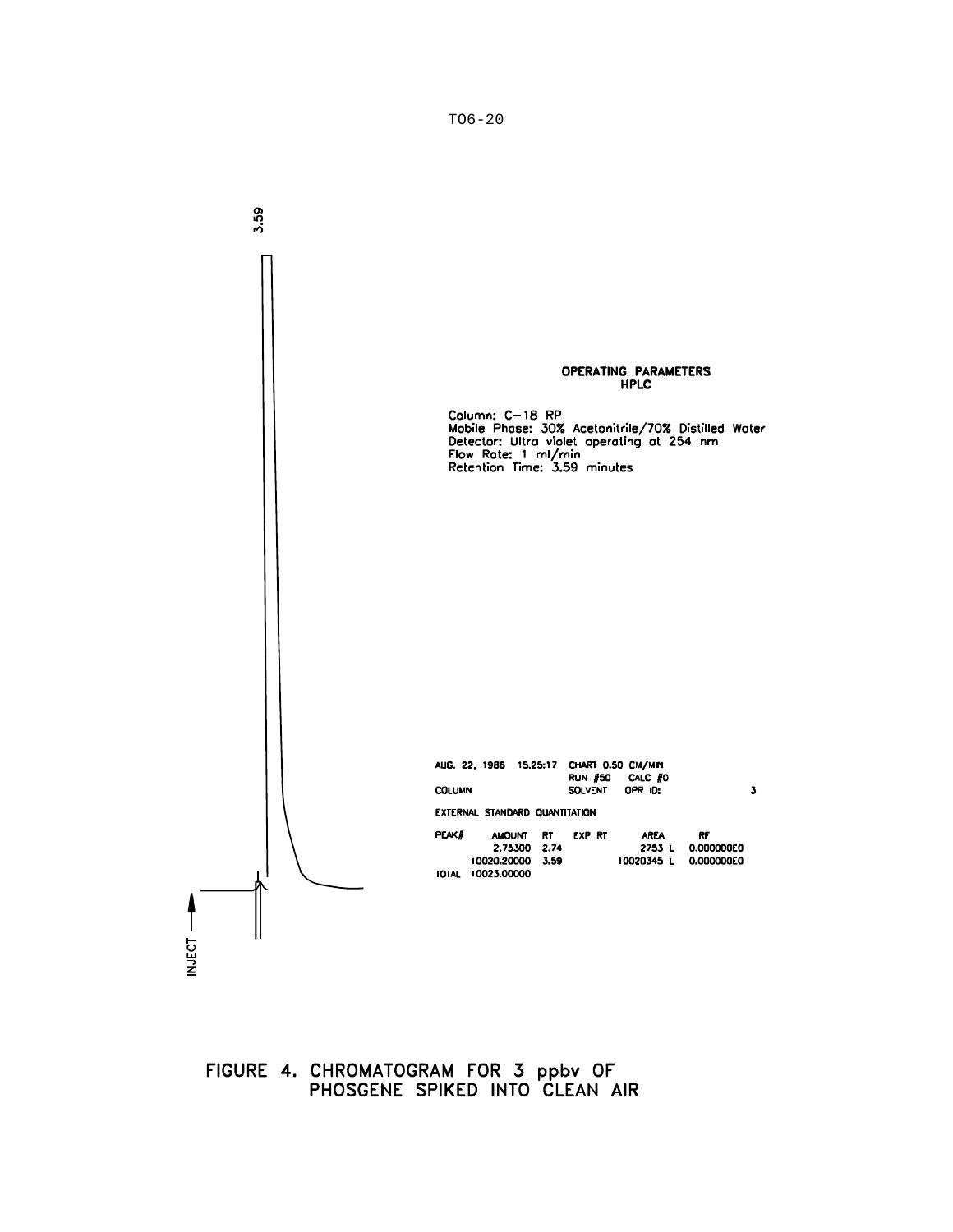3.59

**OPERATING PARAMETERS**
**HPLC**

Column: C-18 RP
Mobile Phase: 30% Acetonitrile/70% Distilled Water
Detector: Ultra violet operating at 254 nm
Flow Rate: 1 ml/min
Retention Time: 3.59 minutes

AUG. 22, 1986 15.25:17 CHART 0.50 CM/MIN
RUN #50 CALC #0
COLUMN SOLVENT OPR ID: 3

EXTERNAL STANDARD QUANTITATION

| PEAK# | AMOUNT | RT | EXP RT | AREA | RF |
|---|---|---|---|---|---|
| | 2.75300 | 2.74 | | 2753 L | 0.000000E0 |
| | 10020.20000 | 3.59 | | 10020345 L | 0.000000E0 |
| TOTAL | 10023.00000 | | | | |

INJECT

FIGURE 4. CHROMATOGRAM FOR 3 ppbv OF PHOSGENE SPIKED INTO CLEAN AIR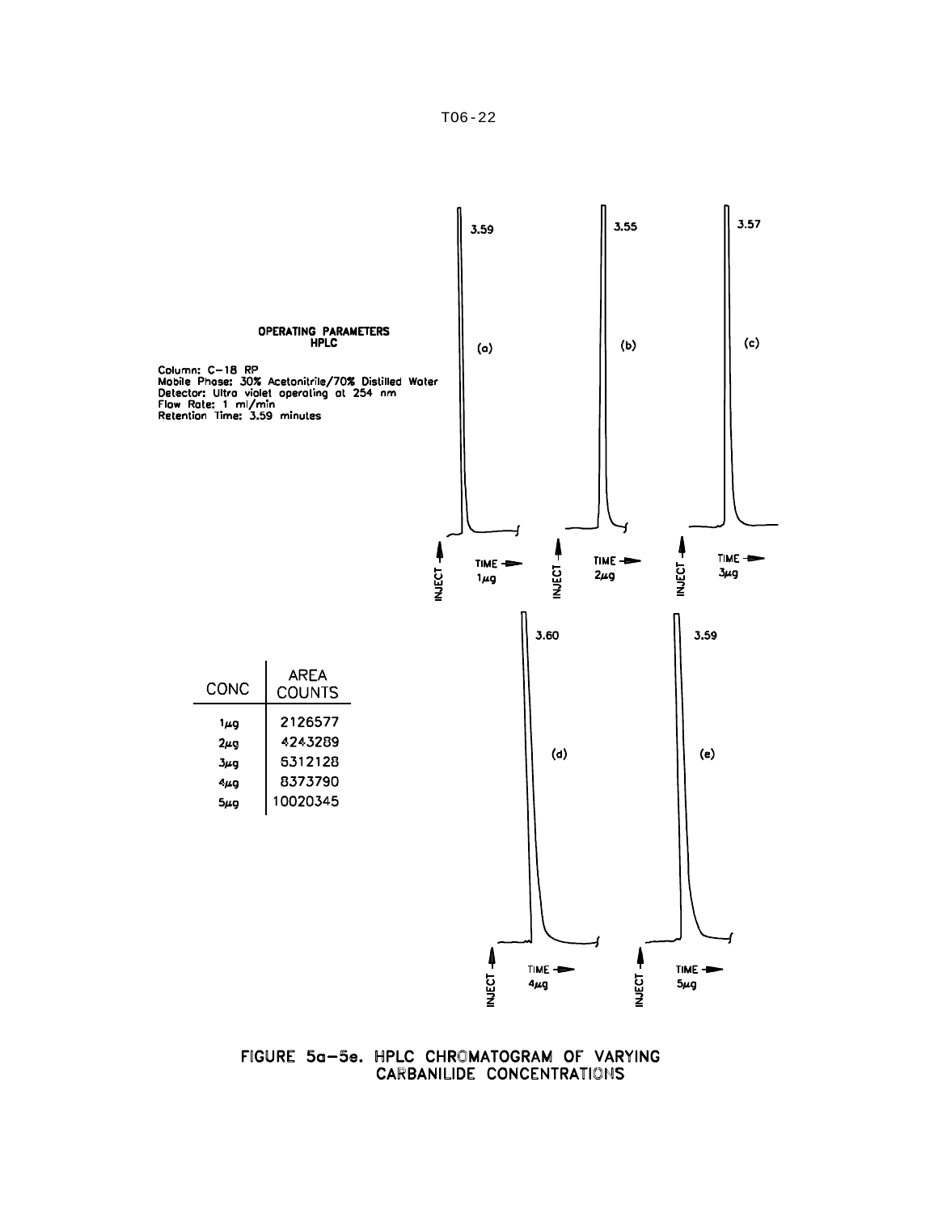**OPERATING PARAMETERS HPLC**

Column: C-18 RP
Mobile Phase: 30% Acetonitrile/70% Distilled Water
Detector: Ultra violet operating at 254 nm
Flow Rate: 1 ml/min
Retention Time: 3.59 minutes

3.59 (a) INJECT TIME 1μg

3.55 (b) INJECT TIME 2μg

3.57 (c) INJECT TIME 3μg

3.60 (d) INJECT TIME 4μg

3.59 (e) INJECT TIME 5μg

| CONC | AREA COUNTS |
|---|---|
| 1μg | 2126577 |
| 2μg | 4243289 |
| 3μg | 6312128 |
| 4μg | 8373790 |
| 5μg | 10020345 |

FIGURE 5a–5e. HPLC CHROMATOGRAM OF VARYING CARBANILIDE CONCENTRATIONS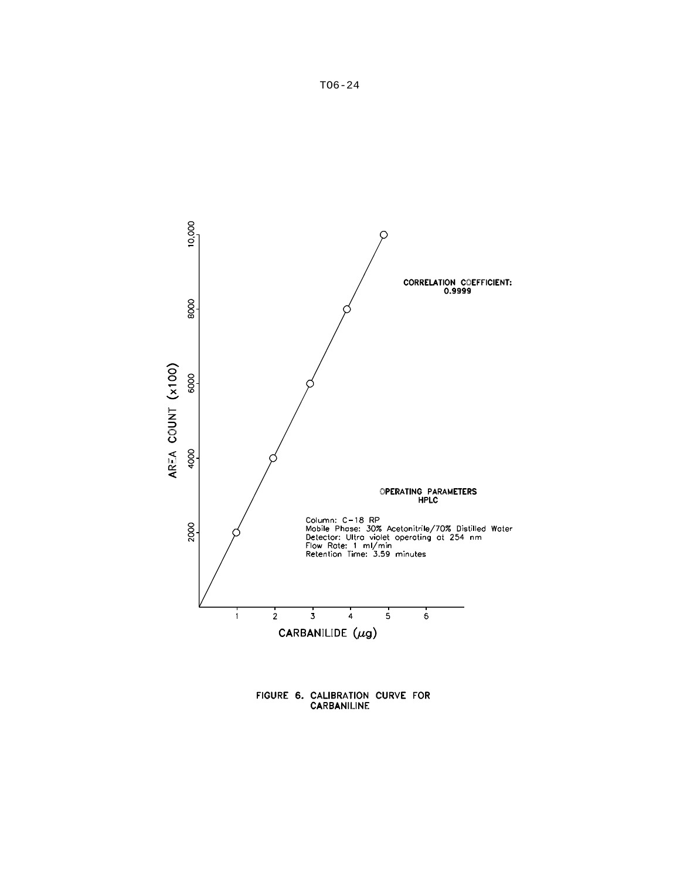CORRELATION COEFFICIENT: 0.9999

**OPERATING PARAMETERS**
**HPLC**

Column: C-18 RP
Mobile Phase: 30% Acetonitrile/70% Distilled Water
Detector: Ultra violet operating at 254 nm
Flow Rate: 1 ml/min
Retention Time: 3.59 minutes

AREA COUNT (x100)

CARBANILIDE ($\mu g$)

FIGURE 6. CALIBRATION CURVE FOR CARBANILINE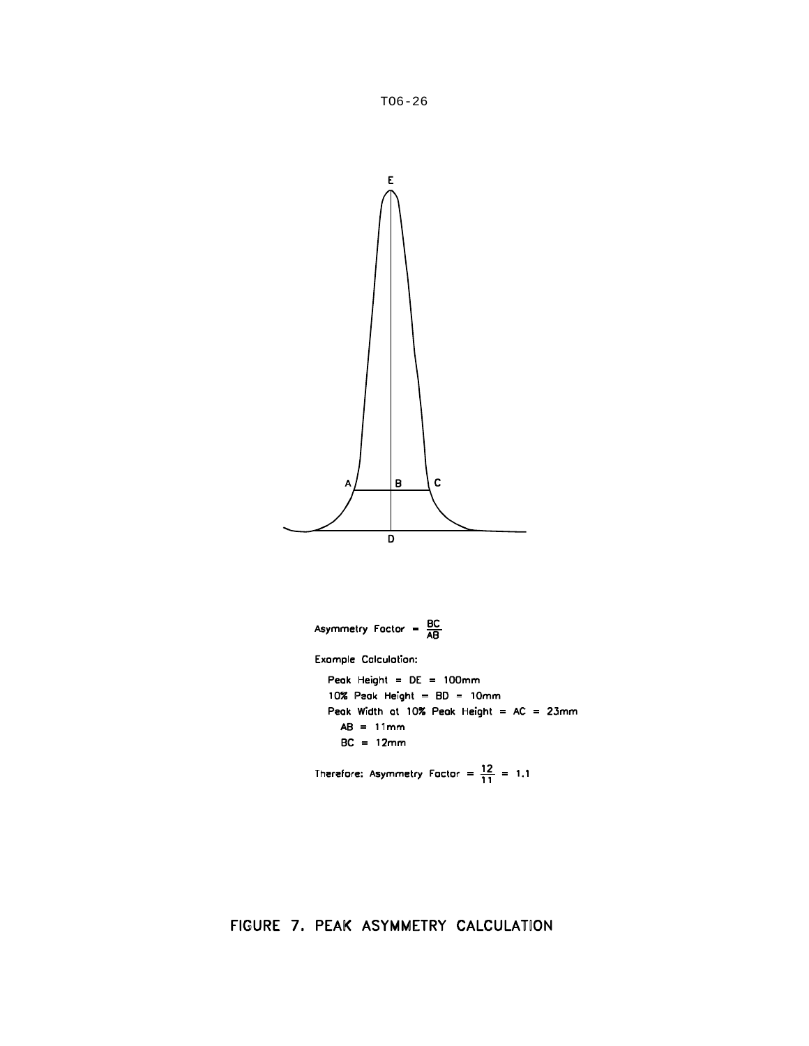$$\text{Asymmetry Factor} = \frac{BC}{AB}$$

Example Calculation:

Peak Height = DE = 100mm

10% Peak Height = BD = 10mm

Peak Width at 10% Peak Height = AC = 23mm

AB = 11mm

BC = 12mm

$$\text{Therefore: Asymmetry Factor} = \frac{12}{11} = 1.1$$

FIGURE 7. PEAK ASYMMETRY CALCULATION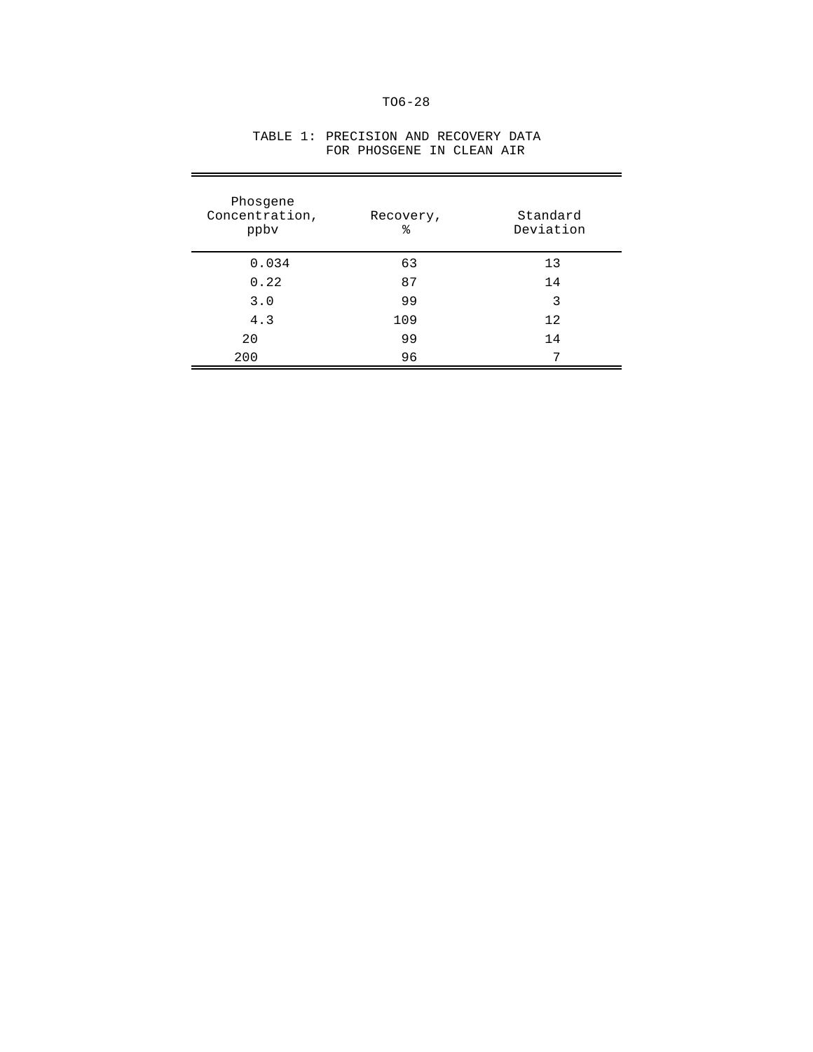TABLE 1: PRECISION AND RECOVERY DATA FOR PHOSGENE IN CLEAN AIR

| Phosgene Concentration, ppbv | Recovery, % | Standard Deviation |
|---|---|---|
| 0.034 | 63 | 13 |
| 0.22 | 87 | 14 |
| 3.0 | 99 | 3 |
| 4.3 | 109 | 12 |
| 20 | 99 | 14 |
| 200 | 96 | 7 |